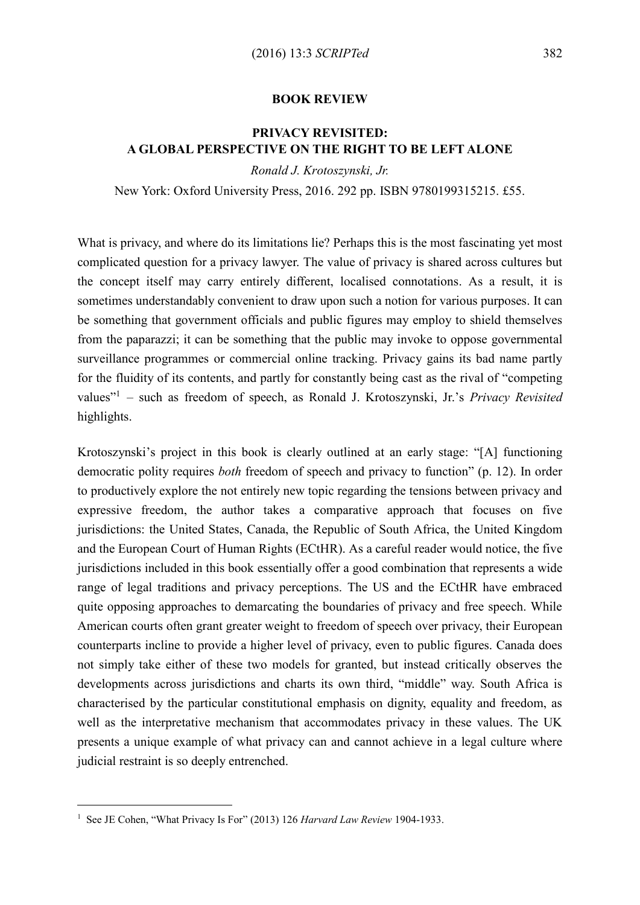## BOOK REVIEW

## PRIVACY REVISITED: A GLOBAL PERSPECTIVE ON THE RIGHT TO BE LEFT ALONE

*Ronald J. Krotoszynski, Jr.*

New York: Oxford University Press, 2016. 292 pp. ISBN 9780199315215. £55.

What is privacy, and where do its limitations lie? Perhaps this is the most fascinating yet most complicated question for a privacy lawyer. The value of privacy is shared across cultures but the concept itself may carry entirely different, localised connotations. As a result, it is sometimes understandably convenient to draw upon such a notion for various purposes. It can be something that government officials and public figures may employ to shield themselves from the paparazzi; it can be something that the public may invoke to oppose governmental surveillance programmes or commercial online tracking. Privacy gains its bad name partly for the fluidity of its contents, and partly for constantly being cast as the rival of "competing values"[1] – such as freedom of speech, as Ronald J. Krotoszynski, Jr.'s *Privacy Revisited* highlights.

Krotoszynski's project in this book is clearly outlined at an early stage: "[A] functioning democratic polity requires *both* freedom of speech and privacy to function" (p. 12). In order to productively explore the not entirely new topic regarding the tensions between privacy and expressive freedom, the author takes a comparative approach that focuses on five jurisdictions: the United States, Canada, the Republic of South Africa, the United Kingdom and the European Court of Human Rights (ECtHR). As a careful reader would notice, the five jurisdictions included in this book essentially offer a good combination that represents a wide range of legal traditions and privacy perceptions. The US and the ECtHR have embraced quite opposing approaches to demarcating the boundaries of privacy and free speech. While American courts often grant greater weight to freedom of speech over privacy, their European counterparts incline to provide a higher level of privacy, even to public figures. Canada does not simply take either of these two models for granted, but instead critically observes the developments across jurisdictions and charts its own third, "middle" way. South Africa is characterised by the particular constitutional emphasis on dignity, equality and freedom, as well as the interpretative mechanism that accommodates privacy in these values. The UK presents a unique example of what privacy can and cannot achieve in a legal culture where judicial restraint is so deeply entrenched.

[1] See JE Cohen, "What Privacy Is For" (2013) 126 *Harvard Law Review* 1904-1933.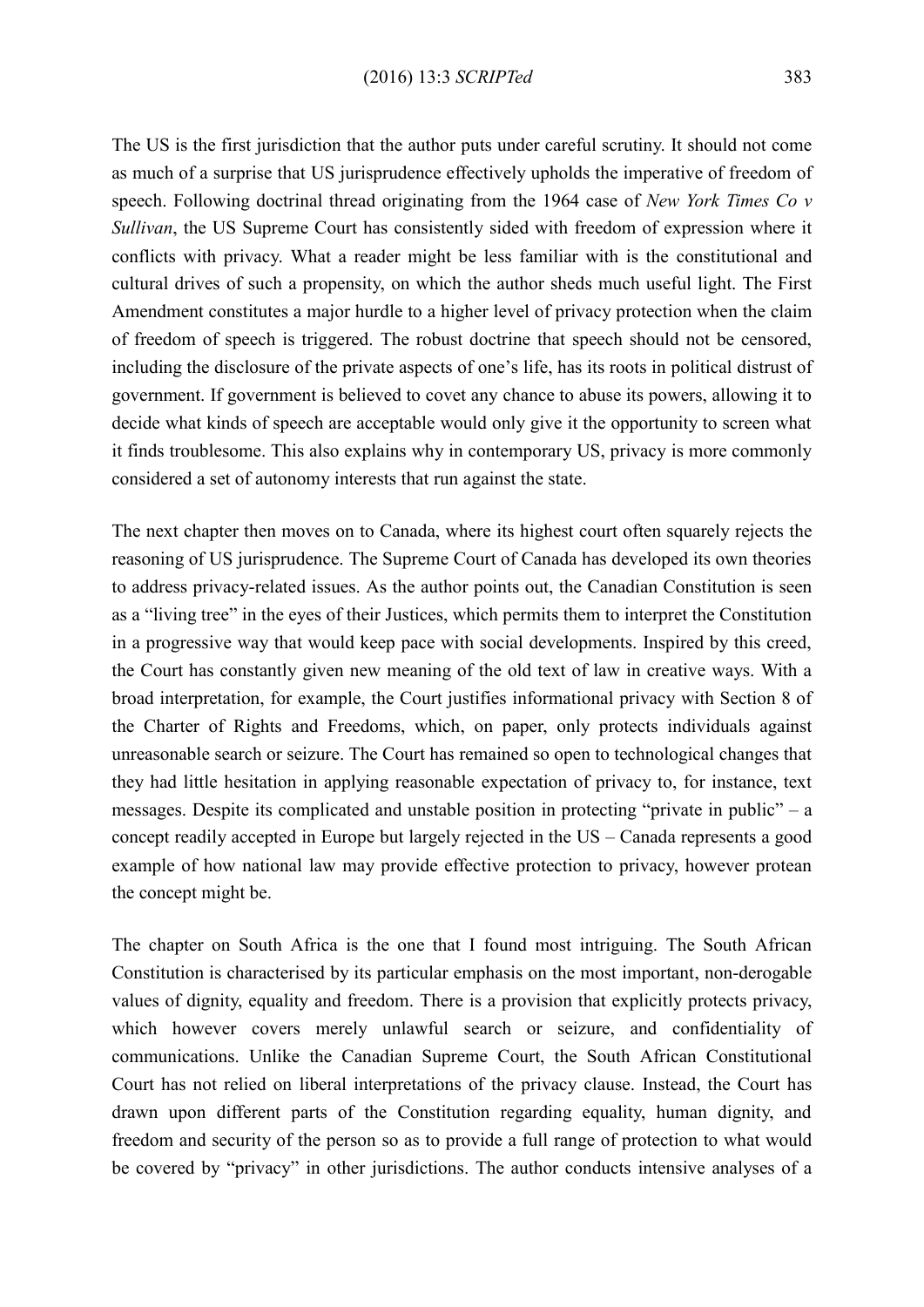The US is the first jurisdiction that the author puts under careful scrutiny. It should not come as much of a surprise that US jurisprudence effectively upholds the imperative of freedom of speech. Following doctrinal thread originating from the 1964 case of *New York Times Co v Sullivan*, the US Supreme Court has consistently sided with freedom of expression where it conflicts with privacy. What a reader might be less familiar with is the constitutional and cultural drives of such a propensity, on which the author sheds much useful light. The First Amendment constitutes a major hurdle to a higher level of privacy protection when the claim of freedom of speech is triggered. The robust doctrine that speech should not be censored, including the disclosure of the private aspects of one's life, has its roots in political distrust of government. If government is believed to covet any chance to abuse its powers, allowing it to decide what kinds of speech are acceptable would only give it the opportunity to screen what it finds troublesome. This also explains why in contemporary US, privacy is more commonly considered a set of autonomy interests that run against the state.

The next chapter then moves on to Canada, where its highest court often squarely rejects the reasoning of US jurisprudence. The Supreme Court of Canada has developed its own theories to address privacy-related issues. As the author points out, the Canadian Constitution is seen as a "living tree" in the eyes of their Justices, which permits them to interpret the Constitution in a progressive way that would keep pace with social developments. Inspired by this creed, the Court has constantly given new meaning of the old text of law in creative ways. With a broad interpretation, for example, the Court justifies informational privacy with Section 8 of the Charter of Rights and Freedoms, which, on paper, only protects individuals against unreasonable search or seizure. The Court has remained so open to technological changes that they had little hesitation in applying reasonable expectation of privacy to, for instance, text messages. Despite its complicated and unstable position in protecting "private in public" – a concept readily accepted in Europe but largely rejected in the US – Canada represents a good example of how national law may provide effective protection to privacy, however protean the concept might be.

The chapter on South Africa is the one that I found most intriguing. The South African Constitution is characterised by its particular emphasis on the most important, non-derogable values of dignity, equality and freedom. There is a provision that explicitly protects privacy, which however covers merely unlawful search or seizure, and confidentiality of communications. Unlike the Canadian Supreme Court, the South African Constitutional Court has not relied on liberal interpretations of the privacy clause. Instead, the Court has drawn upon different parts of the Constitution regarding equality, human dignity, and freedom and security of the person so as to provide a full range of protection to what would be covered by "privacy" in other jurisdictions. The author conducts intensive analyses of a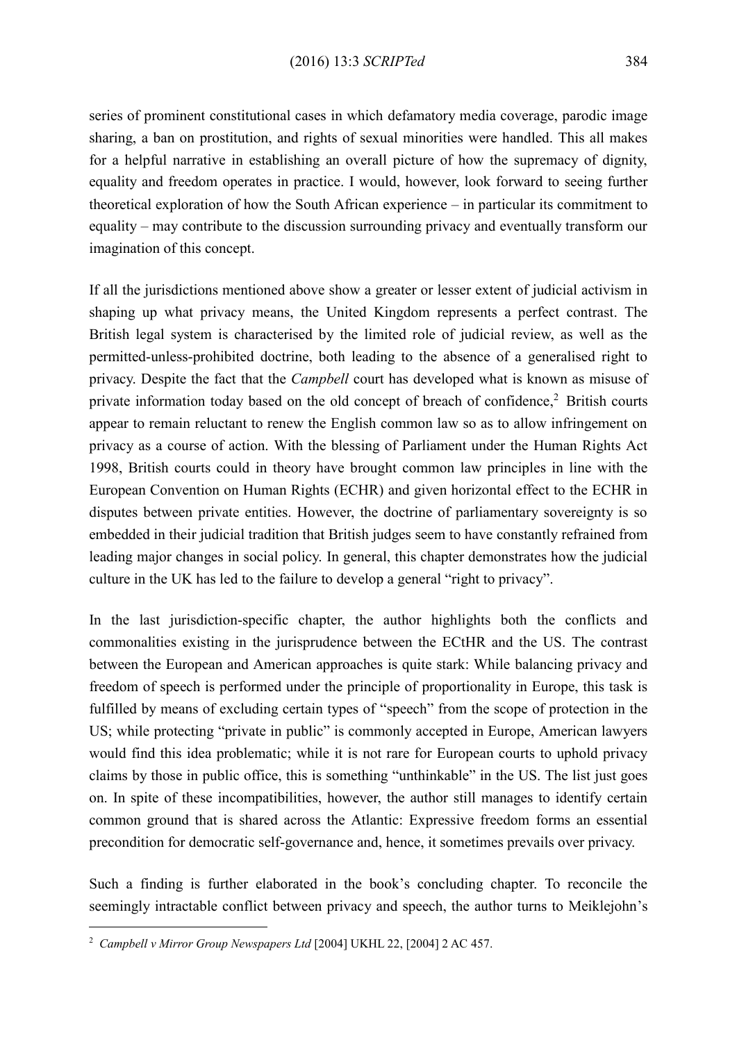series of prominent constitutional cases in which defamatory media coverage, parodic image sharing, a ban on prostitution, and rights of sexual minorities were handled. This all makes for a helpful narrative in establishing an overall picture of how the supremacy of dignity, equality and freedom operates in practice. I would, however, look forward to seeing further theoretical exploration of how the South African experience – in particular its commitment to equality – may contribute to the discussion surrounding privacy and eventually transform our imagination of this concept.

If all the jurisdictions mentioned above show a greater or lesser extent of judicial activism in shaping up what privacy means, the United Kingdom represents a perfect contrast. The British legal system is characterised by the limited role of judicial review, as well as the permitted-unless-prohibited doctrine, both leading to the absence of a generalised right to privacy. Despite the fact that the *Campbell* court has developed what is known as misuse of private information today based on the old concept of breach of confidence,[2] British courts appear to remain reluctant to renew the English common law so as to allow infringement on privacy as a course of action. With the blessing of Parliament under the Human Rights Act 1998, British courts could in theory have brought common law principles in line with the European Convention on Human Rights (ECHR) and given horizontal effect to the ECHR in disputes between private entities. However, the doctrine of parliamentary sovereignty is so embedded in their judicial tradition that British judges seem to have constantly refrained from leading major changes in social policy. In general, this chapter demonstrates how the judicial culture in the UK has led to the failure to develop a general "right to privacy".

In the last jurisdiction-specific chapter, the author highlights both the conflicts and commonalities existing in the jurisprudence between the ECtHR and the US. The contrast between the European and American approaches is quite stark: While balancing privacy and freedom of speech is performed under the principle of proportionality in Europe, this task is fulfilled by means of excluding certain types of "speech" from the scope of protection in the US; while protecting "private in public" is commonly accepted in Europe, American lawyers would find this idea problematic; while it is not rare for European courts to uphold privacy claims by those in public office, this is something "unthinkable" in the US. The list just goes on. In spite of these incompatibilities, however, the author still manages to identify certain common ground that is shared across the Atlantic: Expressive freedom forms an essential precondition for democratic self-governance and, hence, it sometimes prevails over privacy.

Such a finding is further elaborated in the book's concluding chapter. To reconcile the seemingly intractable conflict between privacy and speech, the author turns to Meiklejohn's

[2] *Campbell v Mirror Group Newspapers Ltd* [2004] UKHL 22, [2004] 2 AC 457.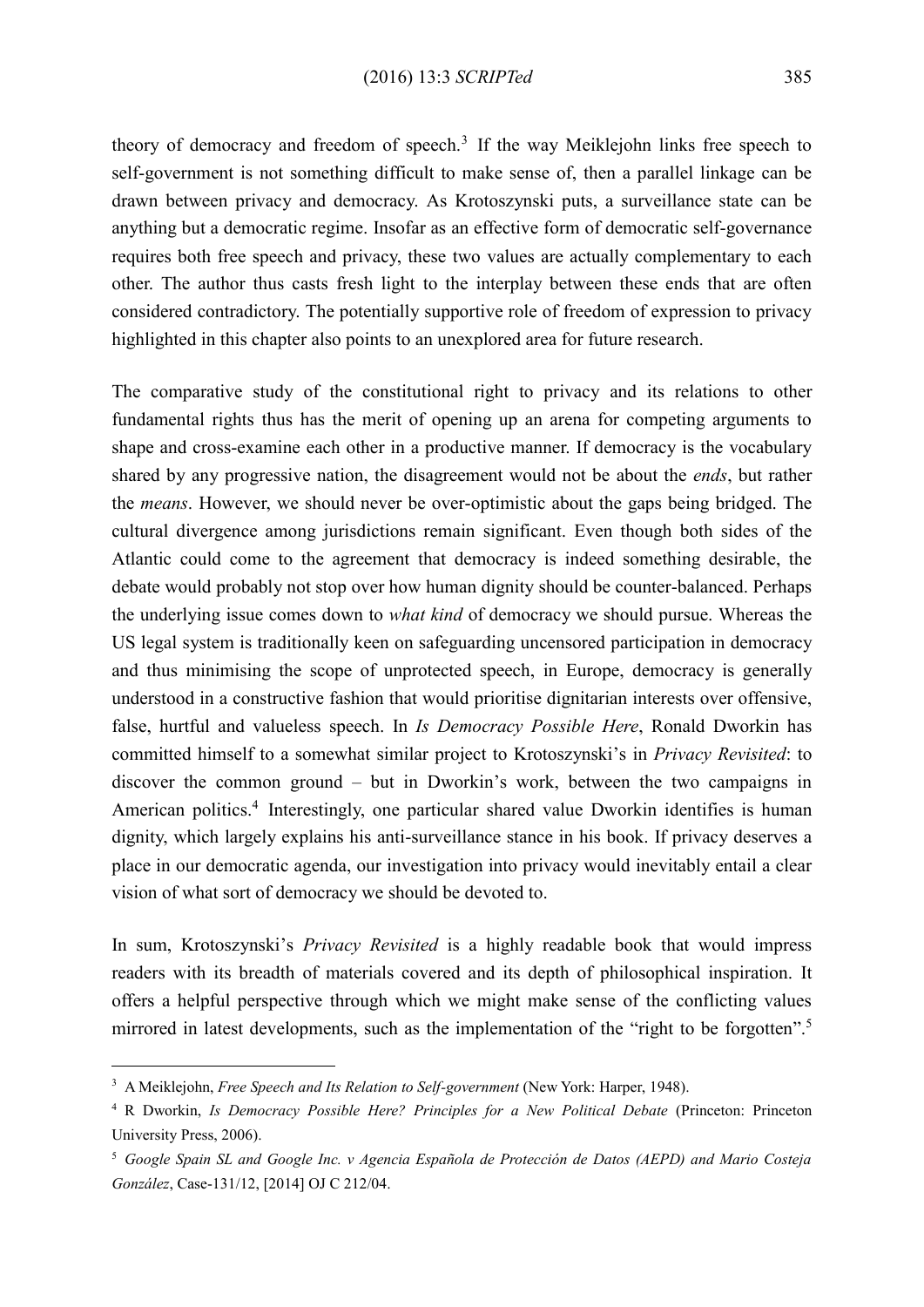theory of democracy and freedom of speech.[3] If the way Meiklejohn links free speech to self-government is not something difficult to make sense of, then a parallel linkage can be drawn between privacy and democracy. As Krotoszynski puts, a surveillance state can be anything but a democratic regime. Insofar as an effective form of democratic self-governance requires both free speech and privacy, these two values are actually complementary to each other. The author thus casts fresh light to the interplay between these ends that are often considered contradictory. The potentially supportive role of freedom of expression to privacy highlighted in this chapter also points to an unexplored area for future research.

The comparative study of the constitutional right to privacy and its relations to other fundamental rights thus has the merit of opening up an arena for competing arguments to shape and cross-examine each other in a productive manner. If democracy is the vocabulary shared by any progressive nation, the disagreement would not be about the *ends*, but rather the *means*. However, we should never be over-optimistic about the gaps being bridged. The cultural divergence among jurisdictions remain significant. Even though both sides of the Atlantic could come to the agreement that democracy is indeed something desirable, the debate would probably not stop over how human dignity should be counter-balanced. Perhaps the underlying issue comes down to *what kind* of democracy we should pursue. Whereas the US legal system is traditionally keen on safeguarding uncensored participation in democracy and thus minimising the scope of unprotected speech, in Europe, democracy is generally understood in a constructive fashion that would prioritise dignitarian interests over offensive, false, hurtful and valueless speech. In *Is Democracy Possible Here*, Ronald Dworkin has committed himself to a somewhat similar project to Krotoszynski's in *Privacy Revisited*: to discover the common ground – but in Dworkin's work, between the two campaigns in American politics.[4] Interestingly, one particular shared value Dworkin identifies is human dignity, which largely explains his anti-surveillance stance in his book. If privacy deserves a place in our democratic agenda, our investigation into privacy would inevitably entail a clear vision of what sort of democracy we should be devoted to.

In sum, Krotoszynski's *Privacy Revisited* is a highly readable book that would impress readers with its breadth of materials covered and its depth of philosophical inspiration. It offers a helpful perspective through which we might make sense of the conflicting values mirrored in latest developments, such as the implementation of the "right to be forgotten".[5]

---

[3] A Meiklejohn, *Free Speech and Its Relation to Self-government* (New York: Harper, 1948).

[4] R Dworkin, *Is Democracy Possible Here? Principles for a New Political Debate* (Princeton: Princeton University Press, 2006).

[5] *Google Spain SL and Google Inc. v Agencia Española de Protección de Datos (AEPD) and Mario Costeja González*, Case-131/12, [2014] OJ C 212/04.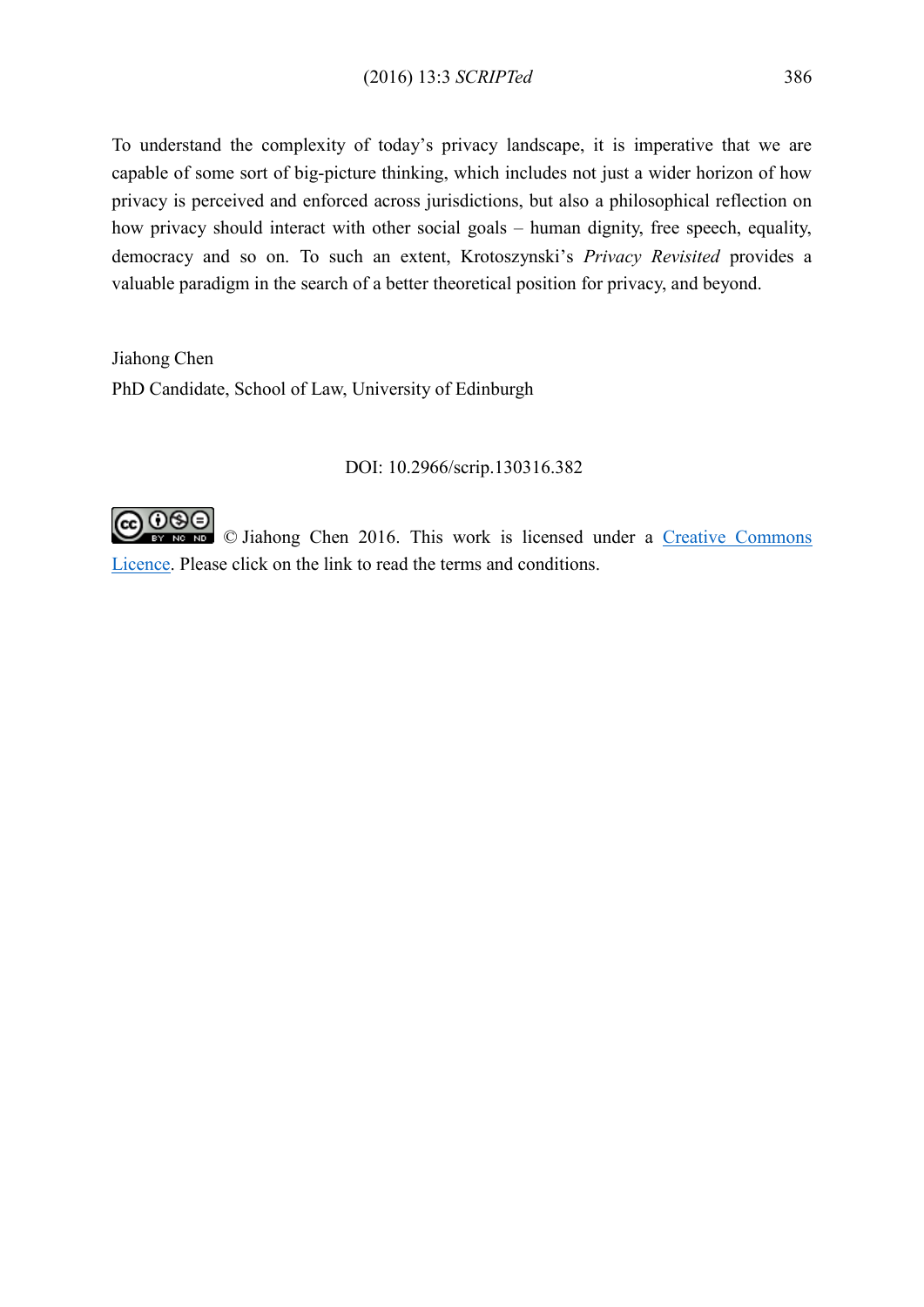To understand the complexity of today's privacy landscape, it is imperative that we are capable of some sort of big-picture thinking, which includes not just a wider horizon of how privacy is perceived and enforced across jurisdictions, but also a philosophical reflection on how privacy should interact with other social goals – human dignity, free speech, equality, democracy and so on. To such an extent, Krotoszynski's *Privacy Revisited* provides a valuable paradigm in the search of a better theoretical position for privacy, and beyond.

Jiahong Chen
PhD Candidate, School of Law, University of Edinburgh

DOI: 10.2966/scrip.130316.382

© Jiahong Chen 2016. This work is licensed under a Creative Commons Licence. Please click on the link to read the terms and conditions.